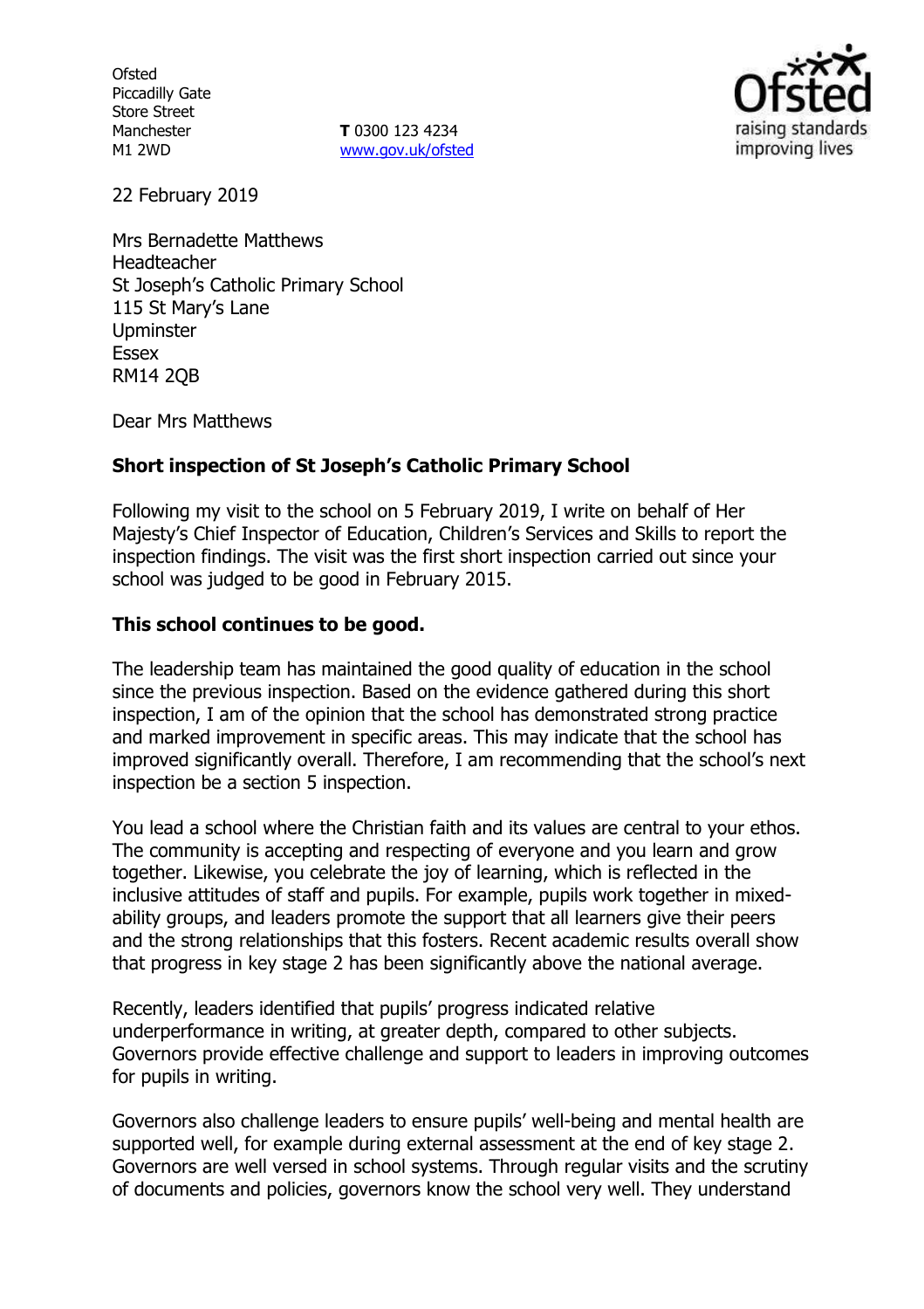Ofsted
Piccadilly Gate
Store Street
Manchester
M1 2WD

**T** 0300 123 4234
www.gov.uk/ofsted

22 February 2019

Mrs Bernadette Matthews
Headteacher
St Joseph's Catholic Primary School
115 St Mary's Lane
Upminster
Essex
RM14 2QB

Dear Mrs Matthews

**Short inspection of St Joseph's Catholic Primary School**

Following my visit to the school on 5 February 2019, I write on behalf of Her Majesty's Chief Inspector of Education, Children's Services and Skills to report the inspection findings. The visit was the first short inspection carried out since your school was judged to be good in February 2015.

**This school continues to be good.**

The leadership team has maintained the good quality of education in the school since the previous inspection. Based on the evidence gathered during this short inspection, I am of the opinion that the school has demonstrated strong practice and marked improvement in specific areas. This may indicate that the school has improved significantly overall. Therefore, I am recommending that the school's next inspection be a section 5 inspection.

You lead a school where the Christian faith and its values are central to your ethos. The community is accepting and respecting of everyone and you learn and grow together. Likewise, you celebrate the joy of learning, which is reflected in the inclusive attitudes of staff and pupils. For example, pupils work together in mixed-ability groups, and leaders promote the support that all learners give their peers and the strong relationships that this fosters. Recent academic results overall show that progress in key stage 2 has been significantly above the national average.

Recently, leaders identified that pupils' progress indicated relative underperformance in writing, at greater depth, compared to other subjects. Governors provide effective challenge and support to leaders in improving outcomes for pupils in writing.

Governors also challenge leaders to ensure pupils' well-being and mental health are supported well, for example during external assessment at the end of key stage 2. Governors are well versed in school systems. Through regular visits and the scrutiny of documents and policies, governors know the school very well. They understand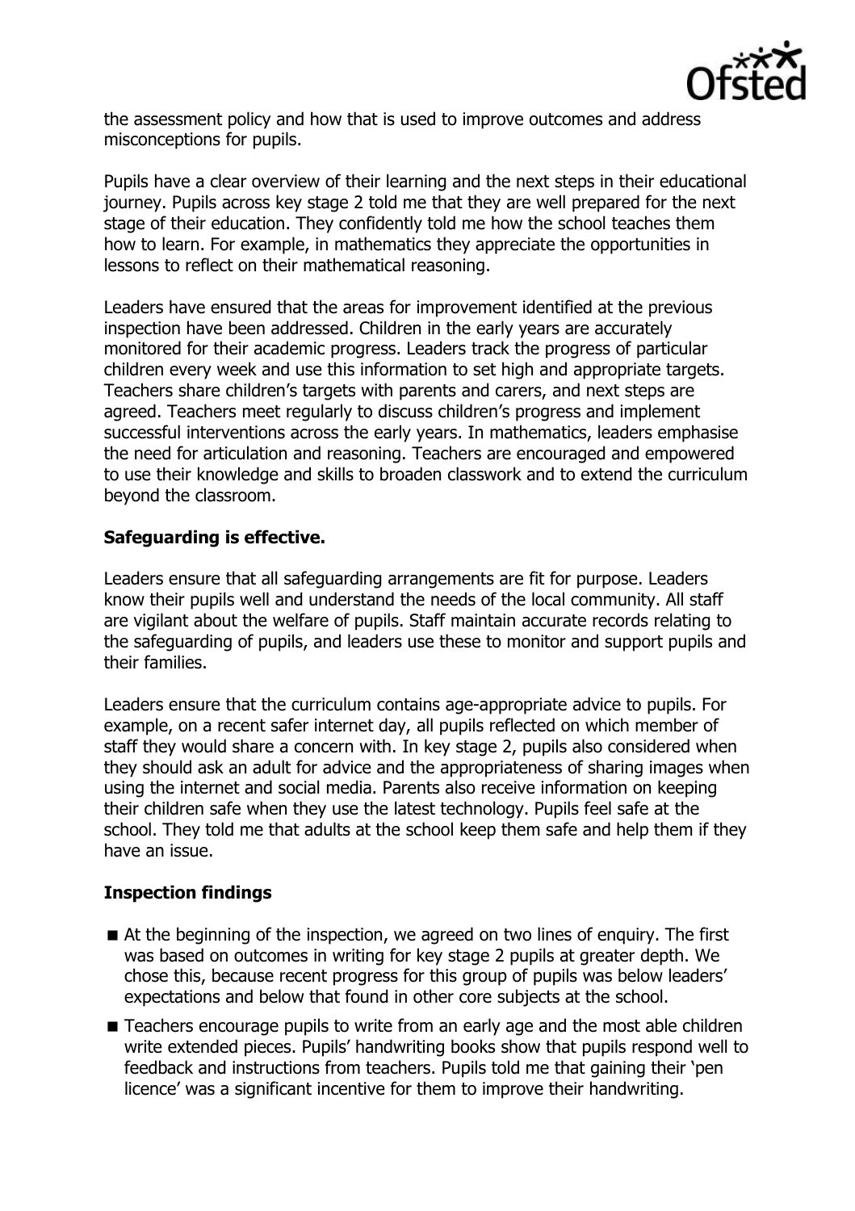the assessment policy and how that is used to improve outcomes and address misconceptions for pupils.

Pupils have a clear overview of their learning and the next steps in their educational journey. Pupils across key stage 2 told me that they are well prepared for the next stage of their education. They confidently told me how the school teaches them how to learn. For example, in mathematics they appreciate the opportunities in lessons to reflect on their mathematical reasoning.

Leaders have ensured that the areas for improvement identified at the previous inspection have been addressed. Children in the early years are accurately monitored for their academic progress. Leaders track the progress of particular children every week and use this information to set high and appropriate targets. Teachers share children's targets with parents and carers, and next steps are agreed. Teachers meet regularly to discuss children's progress and implement successful interventions across the early years. In mathematics, leaders emphasise the need for articulation and reasoning. Teachers are encouraged and empowered to use their knowledge and skills to broaden classwork and to extend the curriculum beyond the classroom.

## Safeguarding is effective.

Leaders ensure that all safeguarding arrangements are fit for purpose. Leaders know their pupils well and understand the needs of the local community. All staff are vigilant about the welfare of pupils. Staff maintain accurate records relating to the safeguarding of pupils, and leaders use these to monitor and support pupils and their families.

Leaders ensure that the curriculum contains age-appropriate advice to pupils. For example, on a recent safer internet day, all pupils reflected on which member of staff they would share a concern with. In key stage 2, pupils also considered when they should ask an adult for advice and the appropriateness of sharing images when using the internet and social media. Parents also receive information on keeping their children safe when they use the latest technology. Pupils feel safe at the school. They told me that adults at the school keep them safe and help them if they have an issue.

## Inspection findings

- At the beginning of the inspection, we agreed on two lines of enquiry. The first was based on outcomes in writing for key stage 2 pupils at greater depth. We chose this, because recent progress for this group of pupils was below leaders' expectations and below that found in other core subjects at the school.
- Teachers encourage pupils to write from an early age and the most able children write extended pieces. Pupils' handwriting books show that pupils respond well to feedback and instructions from teachers. Pupils told me that gaining their 'pen licence' was a significant incentive for them to improve their handwriting.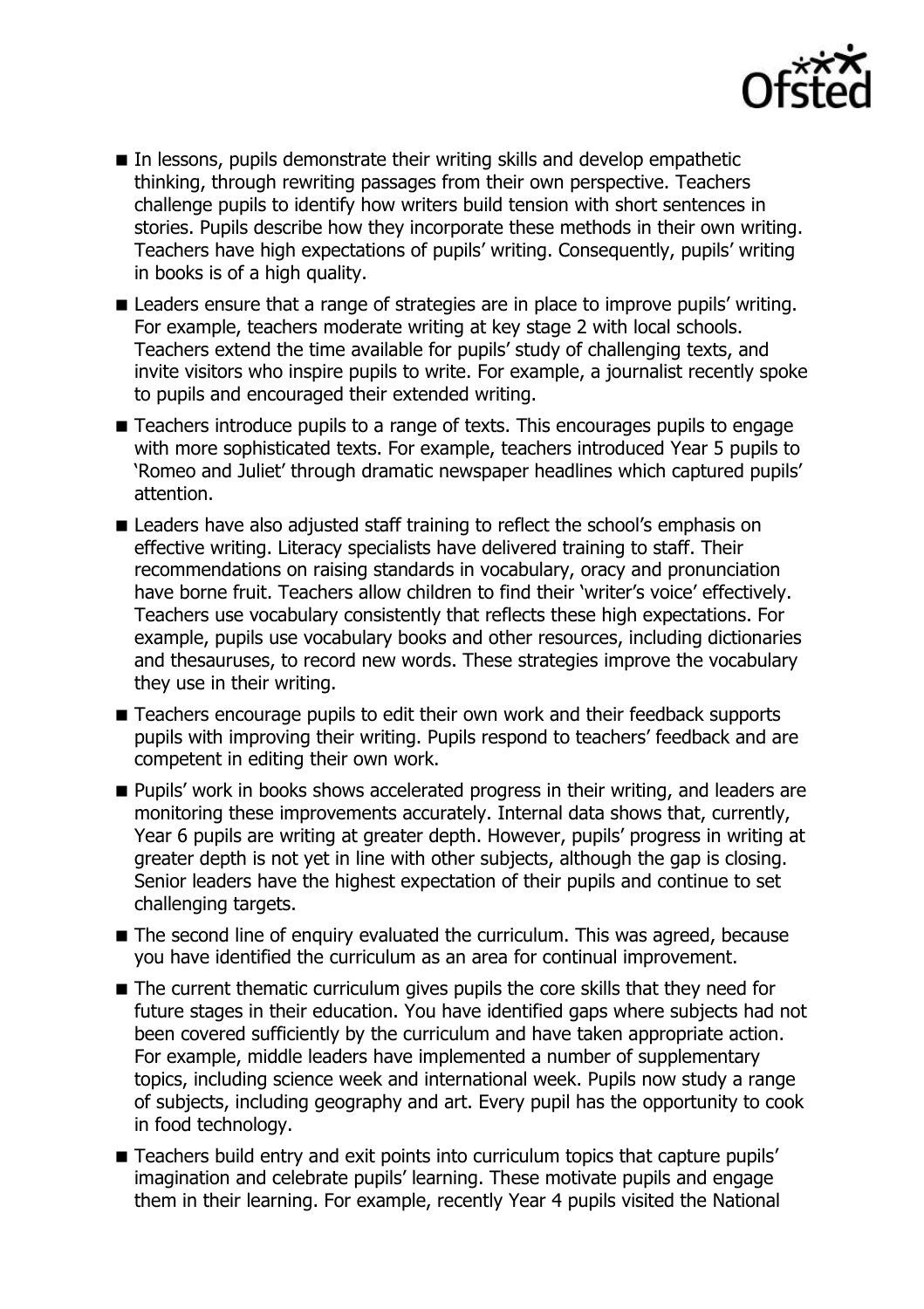- In lessons, pupils demonstrate their writing skills and develop empathetic thinking, through rewriting passages from their own perspective. Teachers challenge pupils to identify how writers build tension with short sentences in stories. Pupils describe how they incorporate these methods in their own writing. Teachers have high expectations of pupils' writing. Consequently, pupils' writing in books is of a high quality.
- Leaders ensure that a range of strategies are in place to improve pupils' writing. For example, teachers moderate writing at key stage 2 with local schools. Teachers extend the time available for pupils' study of challenging texts, and invite visitors who inspire pupils to write. For example, a journalist recently spoke to pupils and encouraged their extended writing.
- Teachers introduce pupils to a range of texts. This encourages pupils to engage with more sophisticated texts. For example, teachers introduced Year 5 pupils to 'Romeo and Juliet' through dramatic newspaper headlines which captured pupils' attention.
- Leaders have also adjusted staff training to reflect the school's emphasis on effective writing. Literacy specialists have delivered training to staff. Their recommendations on raising standards in vocabulary, oracy and pronunciation have borne fruit. Teachers allow children to find their 'writer's voice' effectively. Teachers use vocabulary consistently that reflects these high expectations. For example, pupils use vocabulary books and other resources, including dictionaries and thesauruses, to record new words. These strategies improve the vocabulary they use in their writing.
- Teachers encourage pupils to edit their own work and their feedback supports pupils with improving their writing. Pupils respond to teachers' feedback and are competent in editing their own work.
- Pupils' work in books shows accelerated progress in their writing, and leaders are monitoring these improvements accurately. Internal data shows that, currently, Year 6 pupils are writing at greater depth. However, pupils' progress in writing at greater depth is not yet in line with other subjects, although the gap is closing. Senior leaders have the highest expectation of their pupils and continue to set challenging targets.
- The second line of enquiry evaluated the curriculum. This was agreed, because you have identified the curriculum as an area for continual improvement.
- The current thematic curriculum gives pupils the core skills that they need for future stages in their education. You have identified gaps where subjects had not been covered sufficiently by the curriculum and have taken appropriate action. For example, middle leaders have implemented a number of supplementary topics, including science week and international week. Pupils now study a range of subjects, including geography and art. Every pupil has the opportunity to cook in food technology.
- Teachers build entry and exit points into curriculum topics that capture pupils' imagination and celebrate pupils' learning. These motivate pupils and engage them in their learning. For example, recently Year 4 pupils visited the National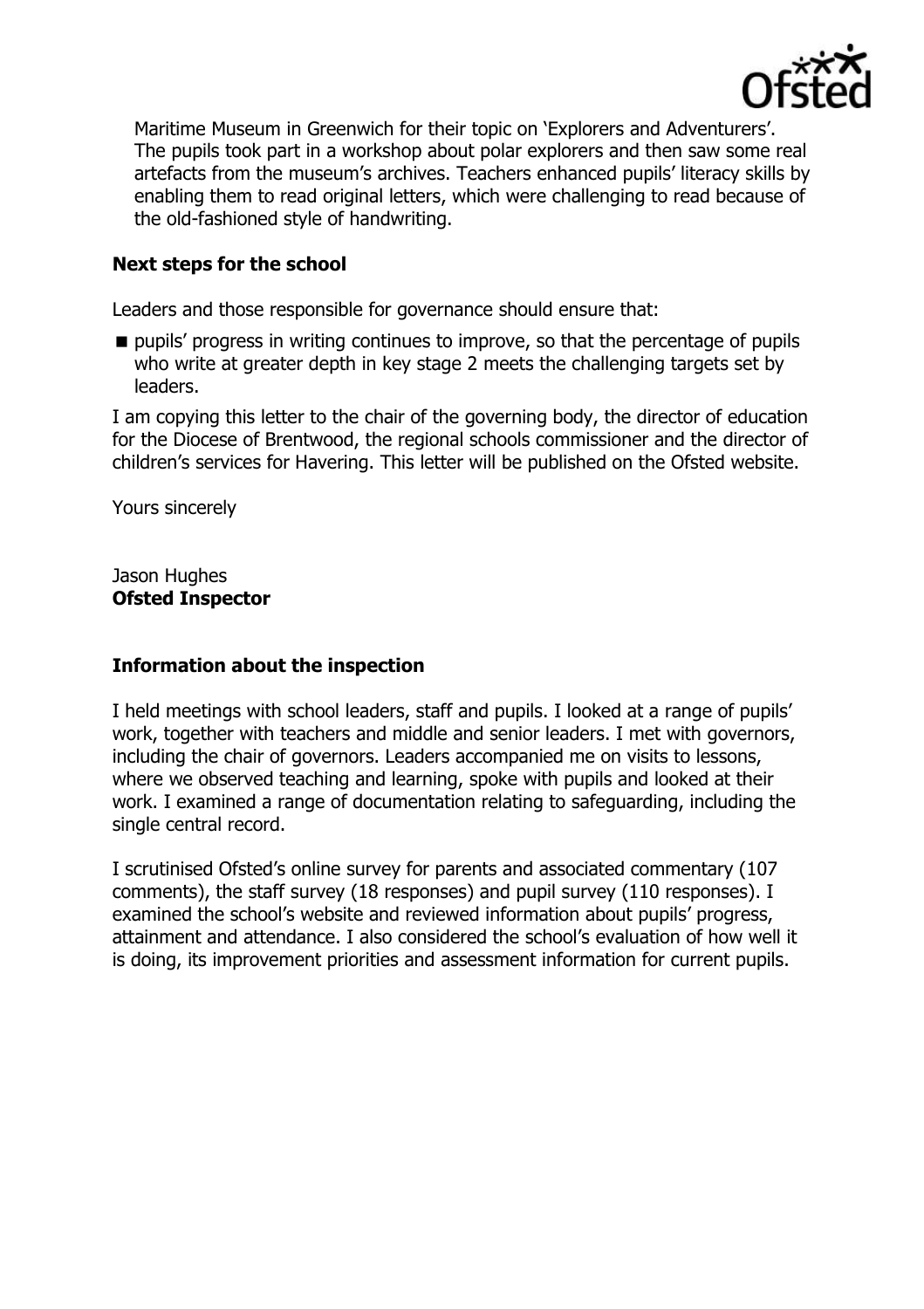Maritime Museum in Greenwich for their topic on 'Explorers and Adventurers'. The pupils took part in a workshop about polar explorers and then saw some real artefacts from the museum's archives. Teachers enhanced pupils' literacy skills by enabling them to read original letters, which were challenging to read because of the old-fashioned style of handwriting.

### Next steps for the school

Leaders and those responsible for governance should ensure that:

- pupils' progress in writing continues to improve, so that the percentage of pupils who write at greater depth in key stage 2 meets the challenging targets set by leaders.

I am copying this letter to the chair of the governing body, the director of education for the Diocese of Brentwood, the regional schools commissioner and the director of children's services for Havering. This letter will be published on the Ofsted website.

Yours sincerely

Jason Hughes
**Ofsted Inspector**

### Information about the inspection

I held meetings with school leaders, staff and pupils. I looked at a range of pupils' work, together with teachers and middle and senior leaders. I met with governors, including the chair of governors. Leaders accompanied me on visits to lessons, where we observed teaching and learning, spoke with pupils and looked at their work. I examined a range of documentation relating to safeguarding, including the single central record.

I scrutinised Ofsted's online survey for parents and associated commentary (107 comments), the staff survey (18 responses) and pupil survey (110 responses). I examined the school's website and reviewed information about pupils' progress, attainment and attendance. I also considered the school's evaluation of how well it is doing, its improvement priorities and assessment information for current pupils.